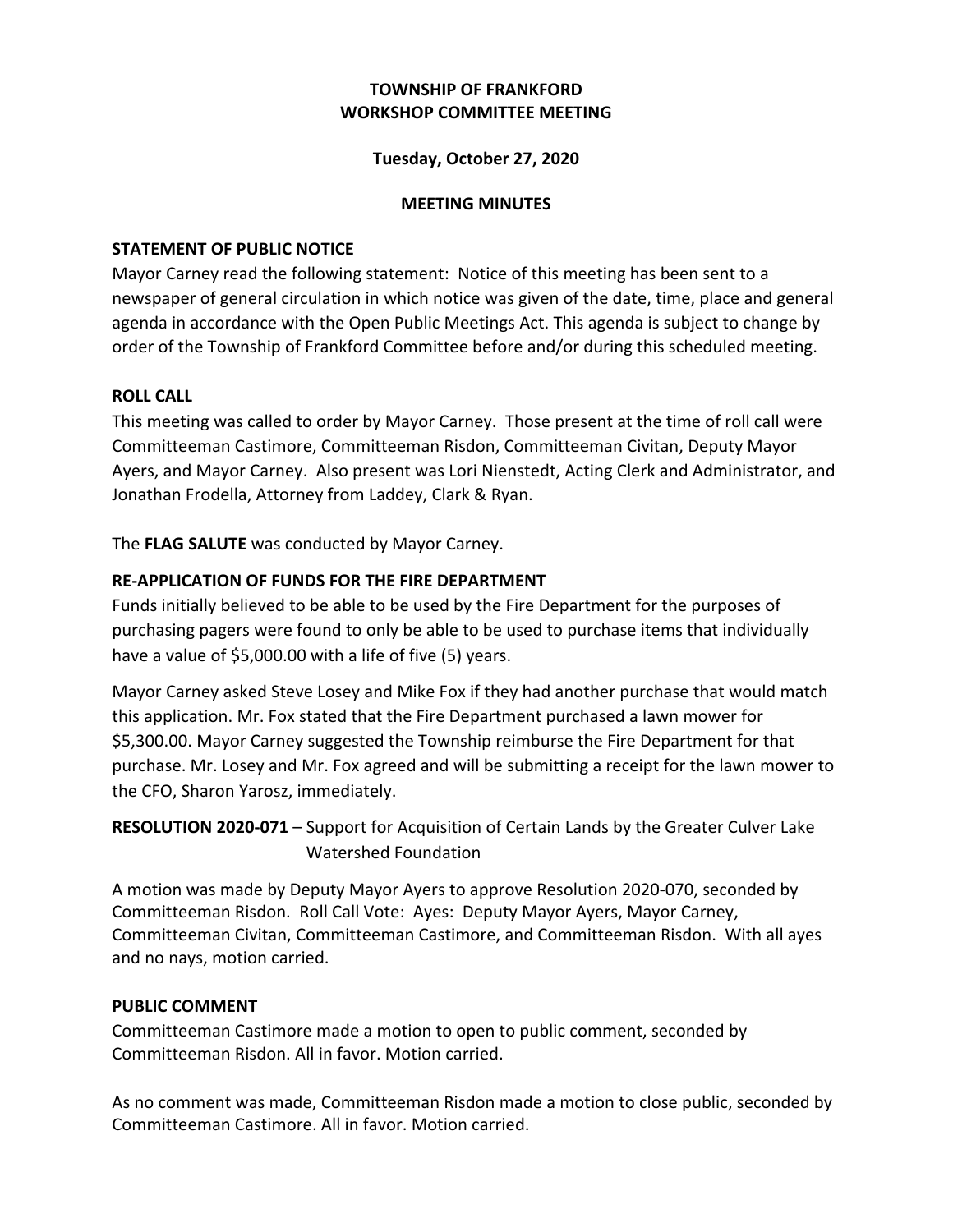# TOWNSHIP OF FRANKFORD
## WORKSHOP COMMITTEE MEETING

**Tuesday, October 27, 2020**

**MEETING MINUTES**

**STATEMENT OF PUBLIC NOTICE**

Mayor Carney read the following statement: Notice of this meeting has been sent to a newspaper of general circulation in which notice was given of the date, time, place and general agenda in accordance with the Open Public Meetings Act. This agenda is subject to change by order of the Township of Frankford Committee before and/or during this scheduled meeting.

**ROLL CALL**

This meeting was called to order by Mayor Carney. Those present at the time of roll call were Committeeman Castimore, Committeeman Risdon, Committeeman Civitan, Deputy Mayor Ayers, and Mayor Carney. Also present was Lori Nienstedt, Acting Clerk and Administrator, and Jonathan Frodella, Attorney from Laddey, Clark & Ryan.

The **FLAG SALUTE** was conducted by Mayor Carney.

**RE-APPLICATION OF FUNDS FOR THE FIRE DEPARTMENT**

Funds initially believed to be able to be used by the Fire Department for the purposes of purchasing pagers were found to only be able to be used to purchase items that individually have a value of $5,000.00 with a life of five (5) years.

Mayor Carney asked Steve Losey and Mike Fox if they had another purchase that would match this application. Mr. Fox stated that the Fire Department purchased a lawn mower for $5,300.00. Mayor Carney suggested the Township reimburse the Fire Department for that purchase. Mr. Losey and Mr. Fox agreed and will be submitting a receipt for the lawn mower to the CFO, Sharon Yarosz, immediately.

**RESOLUTION 2020-071** – Support for Acquisition of Certain Lands by the Greater Culver Lake Watershed Foundation

A motion was made by Deputy Mayor Ayers to approve Resolution 2020-070, seconded by Committeeman Risdon. Roll Call Vote: Ayes: Deputy Mayor Ayers, Mayor Carney, Committeeman Civitan, Committeeman Castimore, and Committeeman Risdon. With all ayes and no nays, motion carried.

**PUBLIC COMMENT**

Committeeman Castimore made a motion to open to public comment, seconded by Committeeman Risdon. All in favor. Motion carried.

As no comment was made, Committeeman Risdon made a motion to close public, seconded by Committeeman Castimore. All in favor. Motion carried.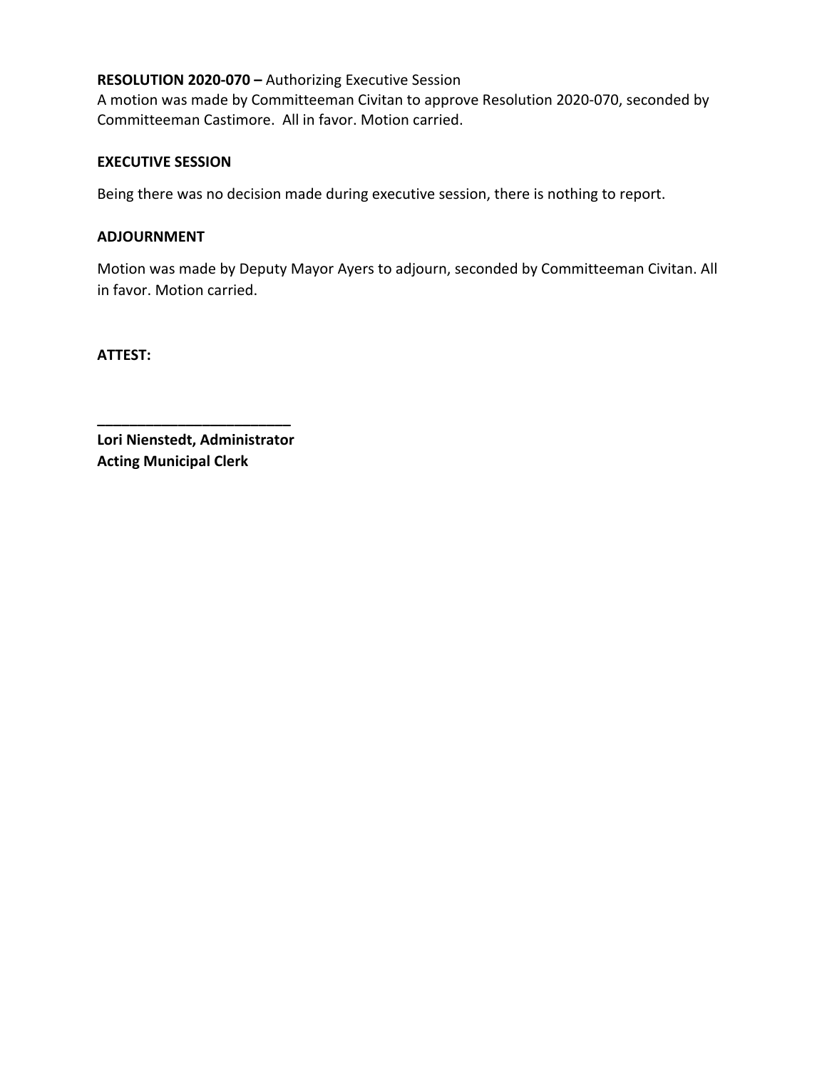**RESOLUTION 2020-070 –** Authorizing Executive Session
A motion was made by Committeeman Civitan to approve Resolution 2020-070, seconded by Committeeman Castimore. All in favor. Motion carried.

**EXECUTIVE SESSION**

Being there was no decision made during executive session, there is nothing to report.

**ADJOURNMENT**

Motion was made by Deputy Mayor Ayers to adjourn, seconded by Committeeman Civitan. All in favor. Motion carried.

**ATTEST:**

**________________________**
**Lori Nienstedt, Administrator**
**Acting Municipal Clerk**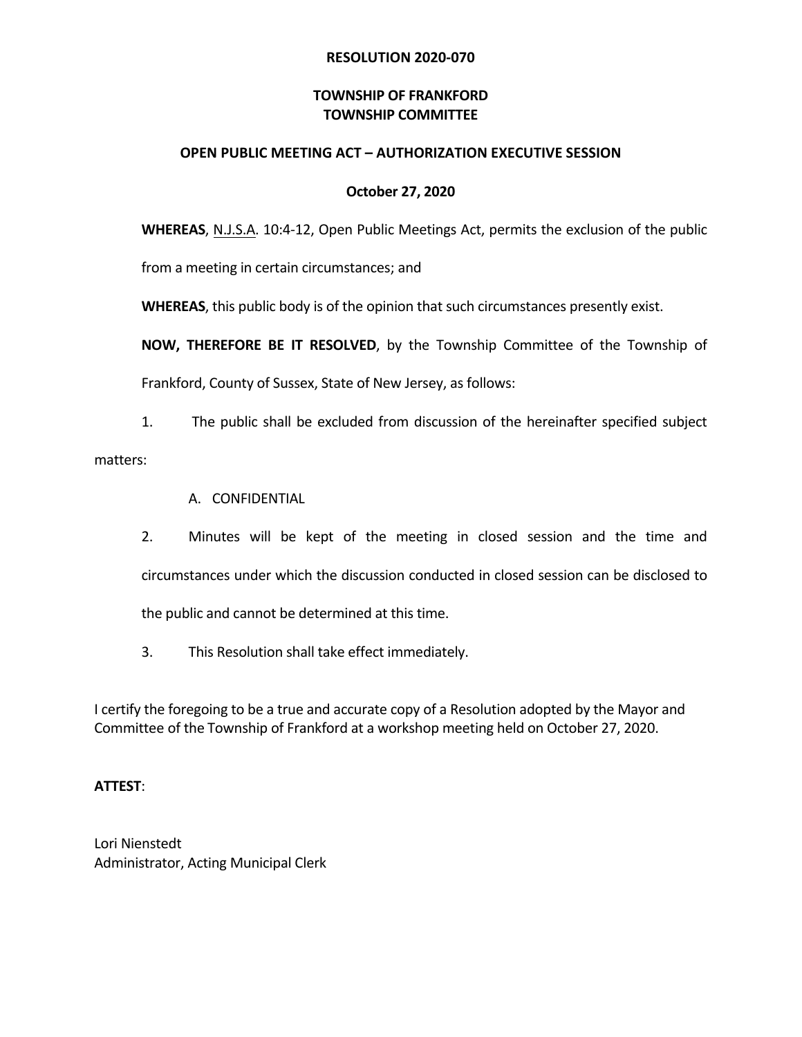**RESOLUTION 2020-070**

**TOWNSHIP OF FRANKFORD**
**TOWNSHIP COMMITTEE**

**OPEN PUBLIC MEETING ACT – AUTHORIZATION EXECUTIVE SESSION**

**October 27, 2020**

**WHEREAS**, N.J.S.A. 10:4-12, Open Public Meetings Act, permits the exclusion of the public from a meeting in certain circumstances; and

**WHEREAS**, this public body is of the opinion that such circumstances presently exist.

**NOW, THEREFORE BE IT RESOLVED**, by the Township Committee of the Township of Frankford, County of Sussex, State of New Jersey, as follows:

1. The public shall be excluded from discussion of the hereinafter specified subject matters:

   A. CONFIDENTIAL

2. Minutes will be kept of the meeting in closed session and the time and circumstances under which the discussion conducted in closed session can be disclosed to the public and cannot be determined at this time.

3. This Resolution shall take effect immediately.

I certify the foregoing to be a true and accurate copy of a Resolution adopted by the Mayor and Committee of the Township of Frankford at a workshop meeting held on October 27, 2020.

**ATTEST**:

Lori Nienstedt
Administrator, Acting Municipal Clerk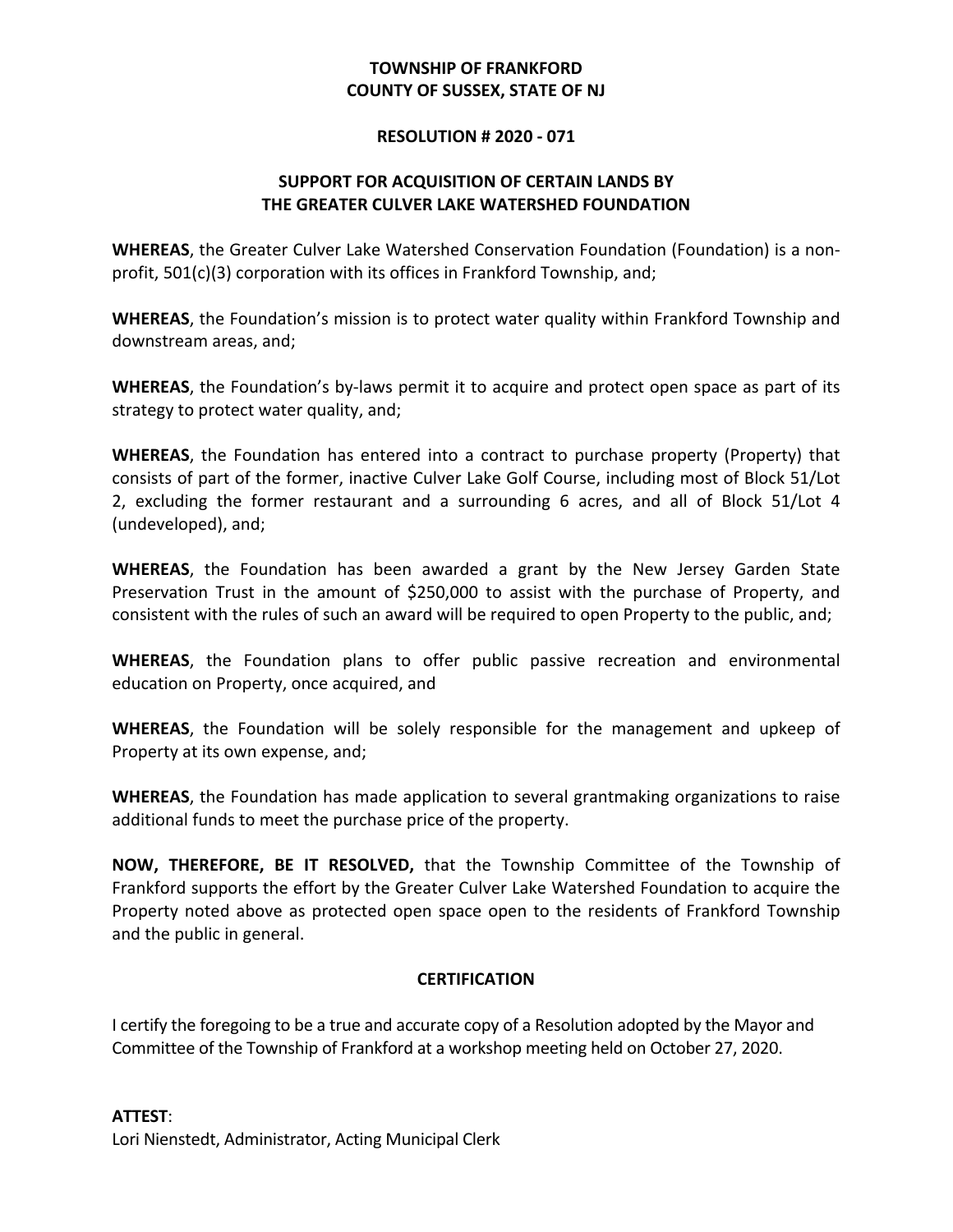**TOWNSHIP OF FRANKFORD**
**COUNTY OF SUSSEX, STATE OF NJ**

**RESOLUTION # 2020 - 071**

**SUPPORT FOR ACQUISITION OF CERTAIN LANDS BY THE GREATER CULVER LAKE WATERSHED FOUNDATION**

**WHEREAS**, the Greater Culver Lake Watershed Conservation Foundation (Foundation) is a non-profit, 501(c)(3) corporation with its offices in Frankford Township, and;

**WHEREAS**, the Foundation's mission is to protect water quality within Frankford Township and downstream areas, and;

**WHEREAS**, the Foundation's by-laws permit it to acquire and protect open space as part of its strategy to protect water quality, and;

**WHEREAS**, the Foundation has entered into a contract to purchase property (Property) that consists of part of the former, inactive Culver Lake Golf Course, including most of Block 51/Lot 2, excluding the former restaurant and a surrounding 6 acres, and all of Block 51/Lot 4 (undeveloped), and;

**WHEREAS**, the Foundation has been awarded a grant by the New Jersey Garden State Preservation Trust in the amount of $250,000 to assist with the purchase of Property, and consistent with the rules of such an award will be required to open Property to the public, and;

**WHEREAS**, the Foundation plans to offer public passive recreation and environmental education on Property, once acquired, and

**WHEREAS**, the Foundation will be solely responsible for the management and upkeep of Property at its own expense, and;

**WHEREAS**, the Foundation has made application to several grantmaking organizations to raise additional funds to meet the purchase price of the property.

**NOW, THEREFORE, BE IT RESOLVED,** that the Township Committee of the Township of Frankford supports the effort by the Greater Culver Lake Watershed Foundation to acquire the Property noted above as protected open space open to the residents of Frankford Township and the public in general.

**CERTIFICATION**

I certify the foregoing to be a true and accurate copy of a Resolution adopted by the Mayor and Committee of the Township of Frankford at a workshop meeting held on October 27, 2020.

**ATTEST**:
Lori Nienstedt, Administrator, Acting Municipal Clerk